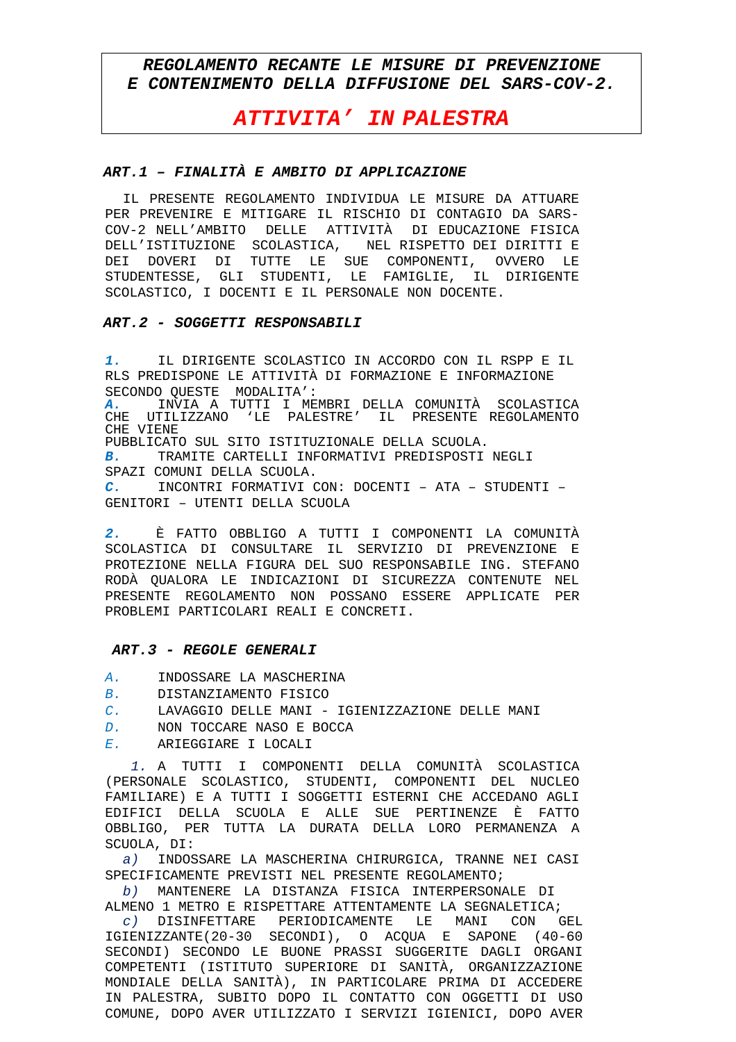# *REGOLAMENTO RECANTE LE MISURE DI PREVENZIONE E CONTENIMENTO DELLA DIFFUSIONE DEL SARS-COV-2.*

# *ATTIVITA' IN PALESTRA*

### *ART.1 – FINALITÀ E AMBITO DI APPLICAZIONE*

IL PRESENTE REGOLAMENTO INDIVIDUA LE MISURE DA ATTUARE PER PREVENIRE E MITIGARE IL RISCHIO DI CONTAGIO DA SARS-COV-2 NELL'AMBITO DELLE ATTIVITÀ DI EDUCAZIONE FISICA DELL'ISTITUZIONE SCOLASTICA, NEL RISPETTO DEI DIRITTI E DEI DOVERI DI TUTTE LE SUE COMPONENTI, OVVERO LE STUDENTESSE, GLI STUDENTI, LE FAMIGLIE, IL DIRIGENTE SCOLASTICO, I DOCENTI E IL PERSONALE NON DOCENTE.

### *ART.2 - SOGGETTI RESPONSABILI*

***1.*** IL DIRIGENTE SCOLASTICO IN ACCORDO CON IL RSPP E IL RLS PREDISPONE LE ATTIVITÀ DI FORMAZIONE E INFORMAZIONE SECONDO QUESTE MODALITA':

***A.*** INVIA A TUTTI I MEMBRI DELLA COMUNITÀ SCOLASTICA CHE UTILIZZANO 'LE PALESTRE' IL PRESENTE REGOLAMENTO CHE VIENE PUBBLICATO SUL SITO ISTITUZIONALE DELLA SCUOLA.

***B.*** TRAMITE CARTELLI INFORMATIVI PREDISPOSTI NEGLI SPAZI COMUNI DELLA SCUOLA.

***C.*** INCONTRI FORMATIVI CON: DOCENTI – ATA – STUDENTI – GENITORI – UTENTI DELLA SCUOLA

***2.*** È FATTO OBBLIGO A TUTTI I COMPONENTI LA COMUNITÀ SCOLASTICA DI CONSULTARE IL SERVIZIO DI PREVENZIONE E PROTEZIONE NELLA FIGURA DEL SUO RESPONSABILE ING. STEFANO RODÀ QUALORA LE INDICAZIONI DI SICUREZZA CONTENUTE NEL PRESENTE REGOLAMENTO NON POSSANO ESSERE APPLICATE PER PROBLEMI PARTICOLARI REALI E CONCRETI.

### *ART.3 - REGOLE GENERALI*

*A.* INDOSSARE LA MASCHERINA
*B.* DISTANZIAMENTO FISICO
*C.* LAVAGGIO DELLE MANI - IGIENIZZAZIONE DELLE MANI
*D.* NON TOCCARE NASO E BOCCA
*E.* ARIEGGIARE I LOCALI

*1.* A TUTTI I COMPONENTI DELLA COMUNITÀ SCOLASTICA (PERSONALE SCOLASTICO, STUDENTI, COMPONENTI DEL NUCLEO FAMILIARE) E A TUTTI I SOGGETTI ESTERNI CHE ACCEDANO AGLI EDIFICI DELLA SCUOLA E ALLE SUE PERTINENZE È FATTO OBBLIGO, PER TUTTA LA DURATA DELLA LORO PERMANENZA A SCUOLA, DI:

*a)* INDOSSARE LA MASCHERINA CHIRURGICA, TRANNE NEI CASI SPECIFICAMENTE PREVISTI NEL PRESENTE REGOLAMENTO;

*b)* MANTENERE LA DISTANZA FISICA INTERPERSONALE DI ALMENO 1 METRO E RISPETTARE ATTENTAMENTE LA SEGNALETICA;

*c)* DISINFETTARE PERIODICAMENTE LE MANI CON GEL IGIENIZZANTE(20-30 SECONDI), O ACQUA E SAPONE (40-60 SECONDI) SECONDO LE BUONE PRASSI SUGGERITE DAGLI ORGANI COMPETENTI (ISTITUTO SUPERIORE DI SANITÀ, ORGANIZZAZIONE MONDIALE DELLA SANITÀ), IN PARTICOLARE PRIMA DI ACCEDERE IN PALESTRA, SUBITO DOPO IL CONTATTO CON OGGETTI DI USO COMUNE, DOPO AVER UTILIZZATO I SERVIZI IGIENICI, DOPO AVER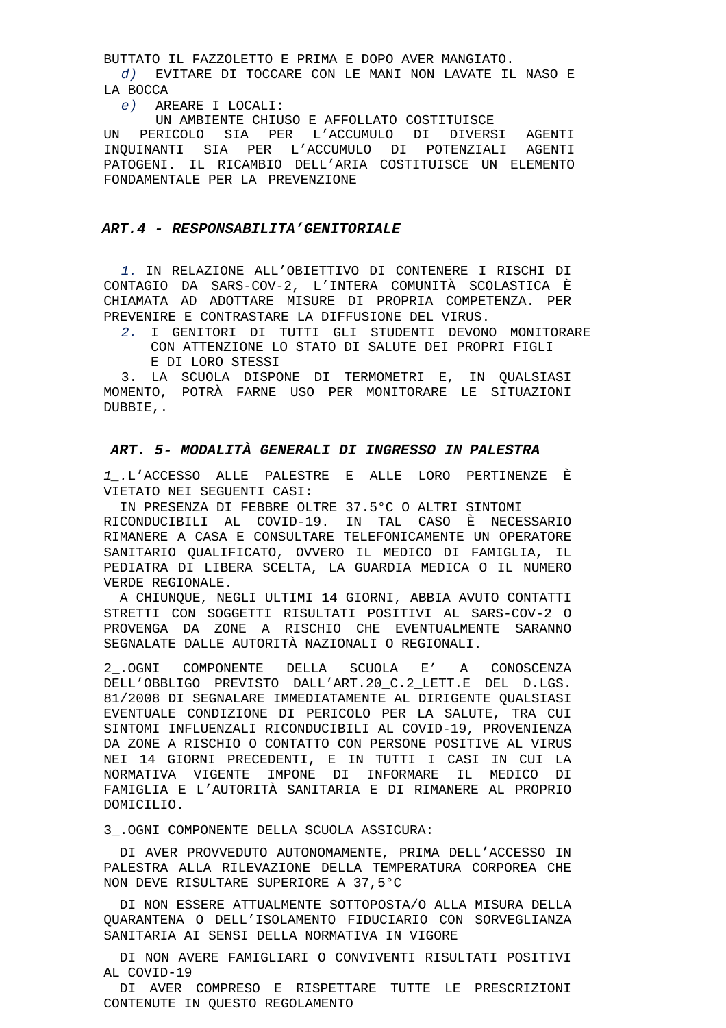BUTTATO IL FAZZOLETTO E PRIMA E DOPO AVER MANGIATO.

*d)* EVITARE DI TOCCARE CON LE MANI NON LAVATE IL NASO E LA BOCCA

*e)* AREARE I LOCALI:

UN AMBIENTE CHIUSO E AFFOLLATO COSTITUISCE UN PERICOLO SIA PER L'ACCUMULO DI DIVERSI AGENTI INQUINANTI SIA PER L'ACCUMULO DI POTENZIALI AGENTI PATOGENI. IL RICAMBIO DELL'ARIA COSTITUISCE UN ELEMENTO FONDAMENTALE PER LA PREVENZIONE

### ***ART.4 - RESPONSABILITA'GENITORIALE***

*1.* IN RELAZIONE ALL'OBIETTIVO DI CONTENERE I RISCHI DI CONTAGIO DA SARS-COV-2, L'INTERA COMUNITÀ SCOLASTICA È CHIAMATA AD ADOTTARE MISURE DI PROPRIA COMPETENZA. PER PREVENIRE E CONTRASTARE LA DIFFUSIONE DEL VIRUS.

*2.* I GENITORI DI TUTTI GLI STUDENTI DEVONO MONITORARE CON ATTENZIONE LO STATO DI SALUTE DEI PROPRI FIGLI E DI LORO STESSI

3. LA SCUOLA DISPONE DI TERMOMETRI E, IN QUALSIASI MOMENTO, POTRÀ FARNE USO PER MONITORARE LE SITUAZIONI DUBBIE,.

### ***ART. 5- MODALITÀ GENERALI DI INGRESSO IN PALESTRA***

*1*_.L'ACCESSO ALLE PALESTRE E ALLE LORO PERTINENZE È VIETATO NEI SEGUENTI CASI:

IN PRESENZA DI FEBBRE OLTRE 37.5°C O ALTRI SINTOMI RICONDUCIBILI AL COVID-19. IN TAL CASO È NECESSARIO RIMANERE A CASA E CONSULTARE TELEFONICAMENTE UN OPERATORE SANITARIO QUALIFICATO, OVVERO IL MEDICO DI FAMIGLIA, IL PEDIATRA DI LIBERA SCELTA, LA GUARDIA MEDICA O IL NUMERO VERDE REGIONALE.

A CHIUNQUE, NEGLI ULTIMI 14 GIORNI, ABBIA AVUTO CONTATTI STRETTI CON SOGGETTI RISULTATI POSITIVI AL SARS-COV-2 O PROVENGA DA ZONE A RISCHIO CHE EVENTUALMENTE SARANNO SEGNALATE DALLE AUTORITÀ NAZIONALI O REGIONALI.

2_.OGNI COMPONENTE DELLA SCUOLA E' A CONOSCENZA DELL'OBBLIGO PREVISTO DALL'ART.20_C.2_LETT.E DEL D.LGS. 81/2008 DI SEGNALARE IMMEDIATAMENTE AL DIRIGENTE QUALSIASI EVENTUALE CONDIZIONE DI PERICOLO PER LA SALUTE, TRA CUI SINTOMI INFLUENZALI RICONDUCIBILI AL COVID-19, PROVENIENZA DA ZONE A RISCHIO O CONTATTO CON PERSONE POSITIVE AL VIRUS NEI 14 GIORNI PRECEDENTI, E IN TUTTI I CASI IN CUI LA NORMATIVA VIGENTE IMPONE DI INFORMARE IL MEDICO DI FAMIGLIA E L'AUTORITÀ SANITARIA E DI RIMANERE AL PROPRIO DOMICILIO.

3_.OGNI COMPONENTE DELLA SCUOLA ASSICURA:

DI AVER PROVVEDUTO AUTONOMAMENTE, PRIMA DELL'ACCESSO IN PALESTRA ALLA RILEVAZIONE DELLA TEMPERATURA CORPOREA CHE NON DEVE RISULTARE SUPERIORE A 37,5°C

DI NON ESSERE ATTUALMENTE SOTTOPOSTA/O ALLA MISURA DELLA QUARANTENA O DELL'ISOLAMENTO FIDUCIARIO CON SORVEGLIANZA SANITARIA AI SENSI DELLA NORMATIVA IN VIGORE

DI NON AVERE FAMIGLIARI O CONVIVENTI RISULTATI POSITIVI AL COVID-19

DI AVER COMPRESO E RISPETTARE TUTTE LE PRESCRIZIONI CONTENUTE IN QUESTO REGOLAMENTO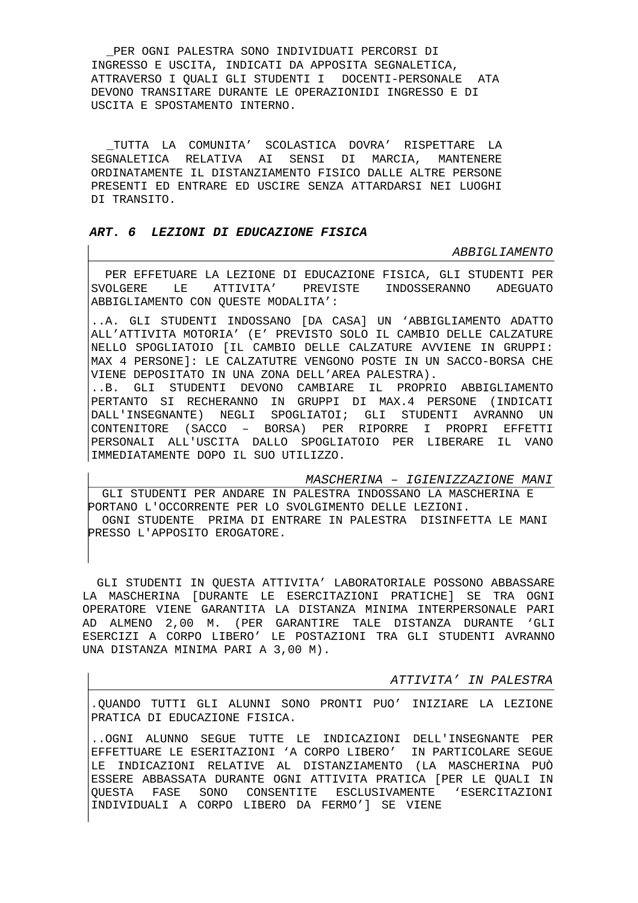_PER OGNI PALESTRA SONO INDIVIDUATI PERCORSI DI INGRESSO E USCITA, INDICATI DA APPOSITA SEGNALETICA, ATTRAVERSO I QUALI GLI STUDENTI I DOCENTI-PERSONALE ATA DEVONO TRANSITARE DURANTE LE OPERAZIONIDI INGRESSO E DI USCITA E SPOSTAMENTO INTERNO.

_TUTTA LA COMUNITA' SCOLASTICA DOVRA' RISPETTARE LA SEGNALETICA RELATIVA AI SENSI DI MARCIA, MANTENERE ORDINATAMENTE IL DISTANZIAMENTO FISICO DALLE ALTRE PERSONE PRESENTI ED ENTRARE ED USCIRE SENZA ATTARDARSI NEI LUOGHI DI TRANSITO.

### *ART. 6 LEZIONI DI EDUCAZIONE FISICA*

*ABBIGLIAMENTO*

PER EFFETUARE LA LEZIONE DI EDUCAZIONE FISICA, GLI STUDENTI PER SVOLGERE LE ATTIVITA' PREVISTE INDOSSERANNO ADEGUATO ABBIGLIAMENTO CON QUESTE MODALITA':

..A. GLI STUDENTI INDOSSANO [DA CASA] UN 'ABBIGLIAMENTO ADATTO ALL'ATTIVITA MOTORIA' (E' PREVISTO SOLO IL CAMBIO DELLE CALZATURE NELLO SPOGLIATOIO [IL CAMBIO DELLE CALZATURE AVVIENE IN GRUPPI: MAX 4 PERSONE]: LE CALZATUTRE VENGONO POSTE IN UN SACCO-BORSA CHE VIENE DEPOSITATO IN UNA ZONA DELL'AREA PALESTRA).
..B. GLI STUDENTI DEVONO CAMBIARE IL PROPRIO ABBIGLIAMENTO PERTANTO SI RECHERANNO IN GRUPPI DI MAX.4 PERSONE (INDICATI DALL'INSEGNANTE) NEGLI SPOGLIATOI; GLI STUDENTI AVRANNO UN CONTENITORE (SACCO – BORSA) PER RIPORRE I PROPRI EFFETTI PERSONALI ALL'USCITA DALLO SPOGLIATOIO PER LIBERARE IL VANO IMMEDIATAMENTE DOPO IL SUO UTILIZZO.

*MASCHERINA – IGIENIZZAZIONE MANI*

GLI STUDENTI PER ANDARE IN PALESTRA INDOSSANO LA MASCHERINA E PORTANO L'OCCORRENTE PER LO SVOLGIMENTO DELLE LEZIONI.
OGNI STUDENTE PRIMA DI ENTRARE IN PALESTRA DISINFETTA LE MANI PRESSO L'APPOSITO EROGATORE.

GLI STUDENTI IN QUESTA ATTIVITA' LABORATORIALE POSSONO ABBASSARE LA MASCHERINA [DURANTE LE ESERCITAZIONI PRATICHE] SE TRA OGNI OPERATORE VIENE GARANTITA LA DISTANZA MINIMA INTERPERSONALE PARI AD ALMENO 2,00 M. (PER GARANTIRE TALE DISTANZA DURANTE 'GLI ESERCIZI A CORPO LIBERO' LE POSTAZIONI TRA GLI STUDENTI AVRANNO UNA DISTANZA MINIMA PARI A 3,00 M).

*ATTIVITA' IN PALESTRA*

.QUANDO TUTTI GLI ALUNNI SONO PRONTI PUO' INIZIARE LA LEZIONE PRATICA DI EDUCAZIONE FISICA.

..OGNI ALUNNO SEGUE TUTTE LE INDICAZIONI DELL'INSEGNANTE PER EFFETTUARE LE ESERITAZIONI 'A CORPO LIBERO' IN PARTICOLARE SEGUE LE INDICAZIONI RELATIVE AL DISTANZIAMENTO (LA MASCHERINA PUÒ ESSERE ABBASSATA DURANTE OGNI ATTIVITA PRATICA [PER LE QUALI IN QUESTA FASE SONO CONSENTITE ESCLUSIVAMENTE 'ESERCITAZIONI INDIVIDUALI A CORPO LIBERO DA FERMO'] SE VIENE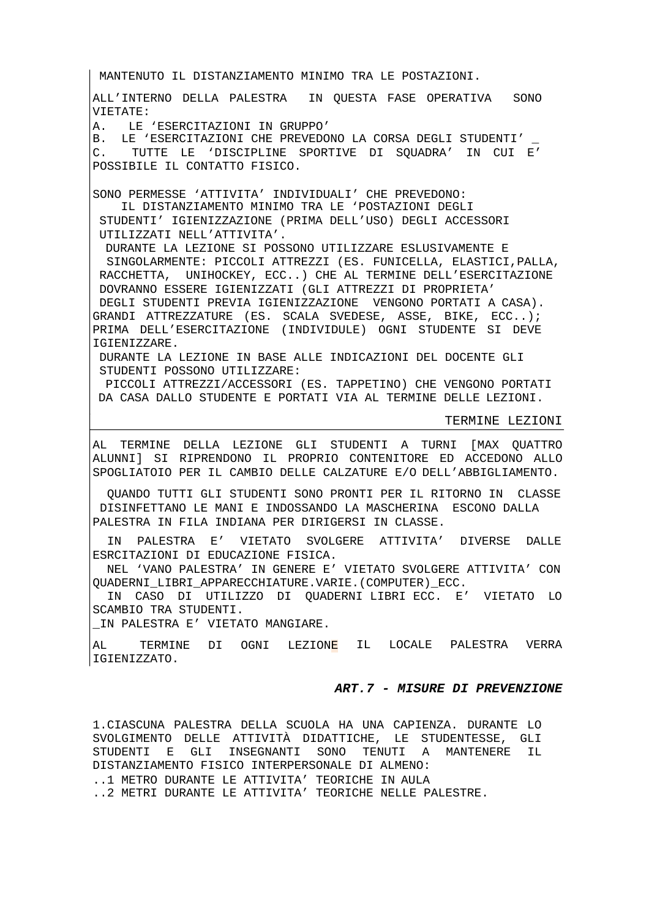MANTENUTO IL DISTANZIAMENTO MINIMO TRA LE POSTAZIONI.

ALL'INTERNO DELLA PALESTRA IN QUESTA FASE OPERATIVA SONO VIETATE:
A. LE 'ESERCITAZIONI IN GRUPPO'
B. LE 'ESERCITAZIONI CHE PREVEDONO LA CORSA DEGLI STUDENTI' _
C. TUTTE LE 'DISCIPLINE SPORTIVE DI SQUADRA' IN CUI E' POSSIBILE IL CONTATTO FISICO.

SONO PERMESSE 'ATTIVITA' INDIVIDUALI' CHE PREVEDONO:
IL DISTANZIAMENTO MINIMO TRA LE 'POSTAZIONI DEGLI STUDENTI' IGIENIZZAZIONE (PRIMA DELL'USO) DEGLI ACCESSORI UTILIZZATI NELL'ATTIVITA'.
DURANTE LA LEZIONE SI POSSONO UTILIZZARE ESLUSIVAMENTE E SINGOLARMENTE: PICCOLI ATTREZZI (ES. FUNICELLA, ELASTICI,PALLA, RACCHETTA, UNIHOCKEY, ECC..) CHE AL TERMINE DELL'ESERCITAZIONE DOVRANNO ESSERE IGIENIZZATI (GLI ATTREZZI DI PROPRIETA' DEGLI STUDENTI PREVIA IGIENIZZAZIONE VENGONO PORTATI A CASA).
GRANDI ATTREZZATURE (ES. SCALA SVEDESE, ASSE, BIKE, ECC..); PRIMA DELL'ESERCITAZIONE (INDIVIDULE) OGNI STUDENTE SI DEVE IGIENIZZARE.
DURANTE LA LEZIONE IN BASE ALLE INDICAZIONI DEL DOCENTE GLI STUDENTI POSSONO UTILIZZARE:
PICCOLI ATTREZZI/ACCESSORI (ES. TAPPETINO) CHE VENGONO PORTATI DA CASA DALLO STUDENTE E PORTATI VIA AL TERMINE DELLE LEZIONI.

TERMINE LEZIONI

AL TERMINE DELLA LEZIONE GLI STUDENTI A TURNI [MAX QUATTRO ALUNNI] SI RIPRENDONO IL PROPRIO CONTENITORE ED ACCEDONO ALLO SPOGLIATOIO PER IL CAMBIO DELLE CALZATURE E/O DELL'ABBIGLIAMENTO.

QUANDO TUTTI GLI STUDENTI SONO PRONTI PER IL RITORNO IN CLASSE DISINFETTANO LE MANI E INDOSSANDO LA MASCHERINA ESCONO DALLA PALESTRA IN FILA INDIANA PER DIRIGERSI IN CLASSE.

IN PALESTRA E' VIETATO SVOLGERE ATTIVITA' DIVERSE DALLE ESRCITAZIONI DI EDUCAZIONE FISICA.
NEL 'VANO PALESTRA' IN GENERE E' VIETATO SVOLGERE ATTIVITA' CON QUADERNI_LIBRI_APPARECCHIATURE.VARIE.(COMPUTER)_ECC.
IN CASO DI UTILIZZO DI QUADERNI LIBRI ECC. E' VIETATO LO SCAMBIO TRA STUDENTI.
_IN PALESTRA E' VIETATO MANGIARE.

AL TERMINE DI OGNI LEZIONE IL LOCALE PALESTRA VERRA IGIENIZZATO.

## *ART.7 - MISURE DI PREVENZIONE*

1.CIASCUNA PALESTRA DELLA SCUOLA HA UNA CAPIENZA. DURANTE LO SVOLGIMENTO DELLE ATTIVITÀ DIDATTICHE, LE STUDENTESSE, GLI STUDENTI E GLI INSEGNANTI SONO TENUTI A MANTENERE IL DISTANZIAMENTO FISICO INTERPERSONALE DI ALMENO:
..1 METRO DURANTE LE ATTIVITA' TEORICHE IN AULA
..2 METRI DURANTE LE ATTIVITA' TEORICHE NELLE PALESTRE.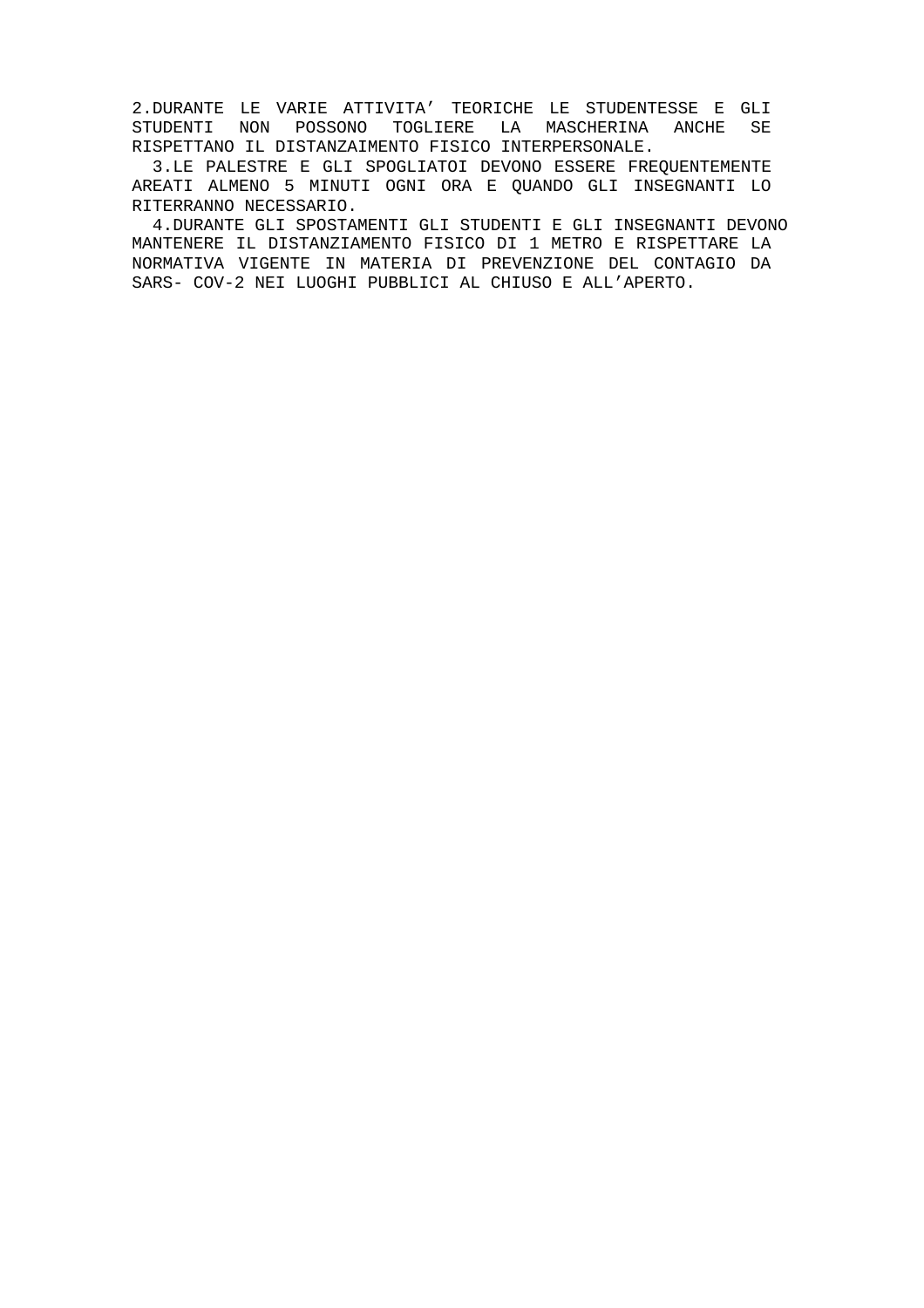2.DURANTE LE VARIE ATTIVITA' TEORICHE LE STUDENTESSE E GLI STUDENTI NON POSSONO TOGLIERE LA MASCHERINA ANCHE SE RISPETTANO IL DISTANZAIMENTO FISICO INTERPERSONALE.

3.LE PALESTRE E GLI SPOGLIATOI DEVONO ESSERE FREQUENTEMENTE AREATI ALMENO 5 MINUTI OGNI ORA E QUANDO GLI INSEGNANTI LO RITERRANNO NECESSARIO.

4.DURANTE GLI SPOSTAMENTI GLI STUDENTI E GLI INSEGNANTI DEVONO MANTENERE IL DISTANZIAMENTO FISICO DI 1 METRO E RISPETTARE LA NORMATIVA VIGENTE IN MATERIA DI PREVENZIONE DEL CONTAGIO DA SARS- COV-2 NEI LUOGHI PUBBLICI AL CHIUSO E ALL'APERTO.